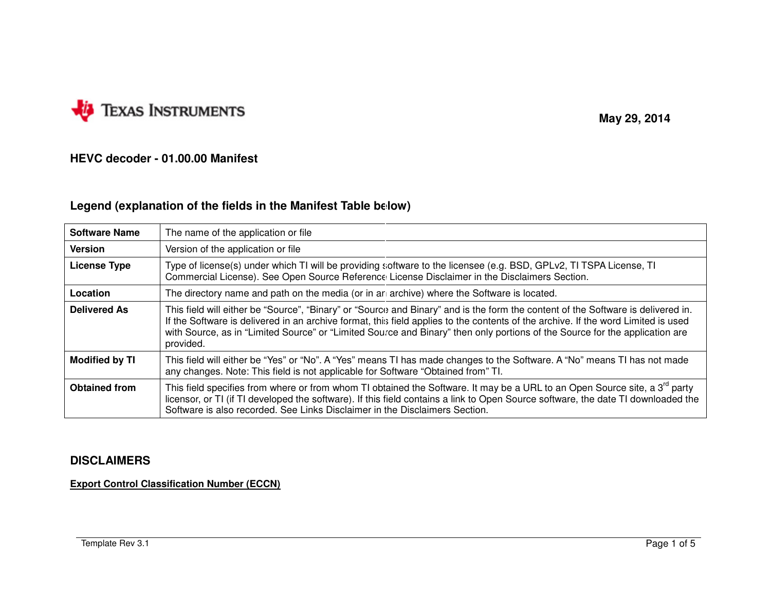TEXAS INSTRUMENTS

**May 29, 2014**

## HEVC decoder - 01.00.00 Manifest

## Legend (explanation of the fields in the Manifest Table below)

| | |
|---|---|
| **Software Name** | The name of the application or file |
| **Version** | Version of the application or file |
| **License Type** | Type of license(s) under which TI will be providing software to the licensee (e.g. BSD, GPLv2, TI TSPA License, TI Commercial License). See Open Source Reference License Disclaimer in the Disclaimers Section. |
| **Location** | The directory name and path on the media (or in an archive) where the Software is located. |
| **Delivered As** | This field will either be “Source”, “Binary” or “Source and Binary” and is the form the content of the Software is delivered in. If the Software is delivered in an archive format, this field applies to the contents of the archive. If the word Limited is used with Source, as in “Limited Source” or “Limited Source and Binary” then only portions of the Source for the application are provided. |
| **Modified by TI** | This field will either be “Yes” or “No”. A “Yes” means TI has made changes to the Software. A “No” means TI has not made any changes. Note: This field is not applicable for Software “Obtained from” TI. |
| **Obtained from** | This field specifies from where or from whom TI obtained the Software. It may be a URL to an Open Source site, a 3rd party licensor, or TI (if TI developed the software). If this field contains a link to Open Source software, the date TI downloaded the Software is also recorded. See Links Disclaimer in the Disclaimers Section. |

## DISCLAIMERS

**Export Control Classification Number (ECCN)**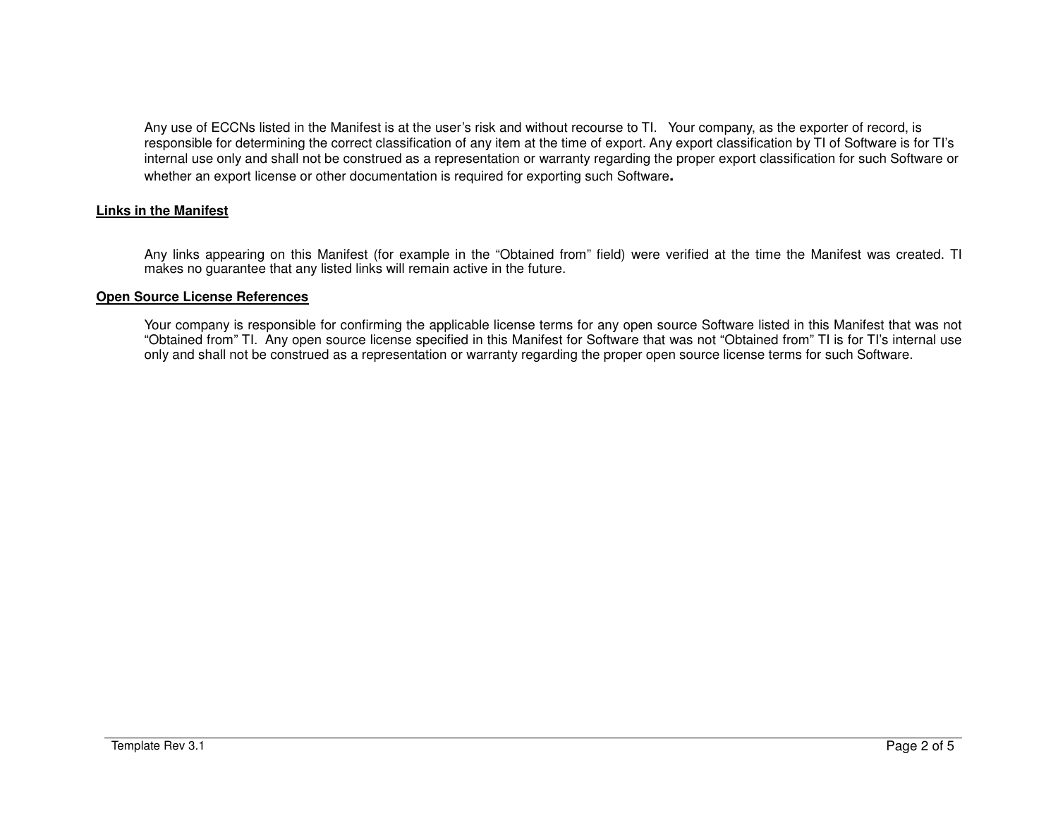Any use of ECCNs listed in the Manifest is at the user's risk and without recourse to TI. Your company, as the exporter of record, is responsible for determining the correct classification of any item at the time of export. Any export classification by TI of Software is for TI's internal use only and shall not be construed as a representation or warranty regarding the proper export classification for such Software or whether an export license or other documentation is required for exporting such Software.

**Links in the Manifest**

Any links appearing on this Manifest (for example in the "Obtained from" field) were verified at the time the Manifest was created. TI makes no guarantee that any listed links will remain active in the future.

**Open Source License References**

Your company is responsible for confirming the applicable license terms for any open source Software listed in this Manifest that was not "Obtained from" TI. Any open source license specified in this Manifest for Software that was not "Obtained from" TI is for TI's internal use only and shall not be construed as a representation or warranty regarding the proper open source license terms for such Software.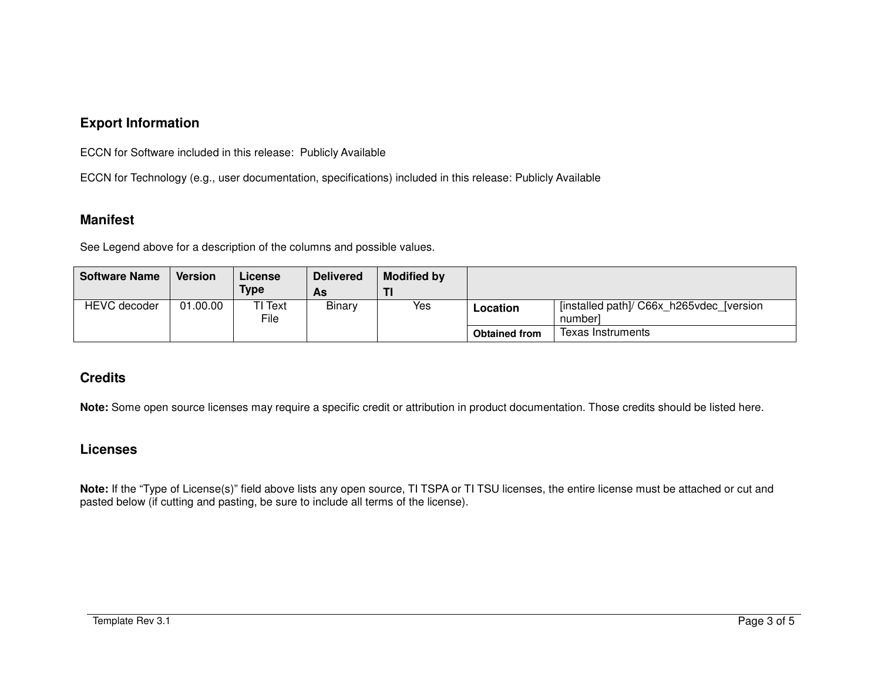## Export Information

ECCN for Software included in this release: Publicly Available

ECCN for Technology (e.g., user documentation, specifications) included in this release: Publicly Available

## Manifest

See Legend above for a description of the columns and possible values.

| Software Name | Version | License Type | Delivered As | Modified by TI | | |
|---|---|---|---|---|---|---|
| HEVC decoder | 01.00.00 | TI Text File | Binary | Yes | **Location** | [installed path]/ C66x_h265vdec_[version number] |
| | | | | | **Obtained from** | Texas Instruments |

## Credits

**Note:** Some open source licenses may require a specific credit or attribution in product documentation. Those credits should be listed here.

## Licenses

**Note:** If the “Type of License(s)” field above lists any open source, TI TSPA or TI TSU licenses, the entire license must be attached or cut and pasted below (if cutting and pasting, be sure to include all terms of the license).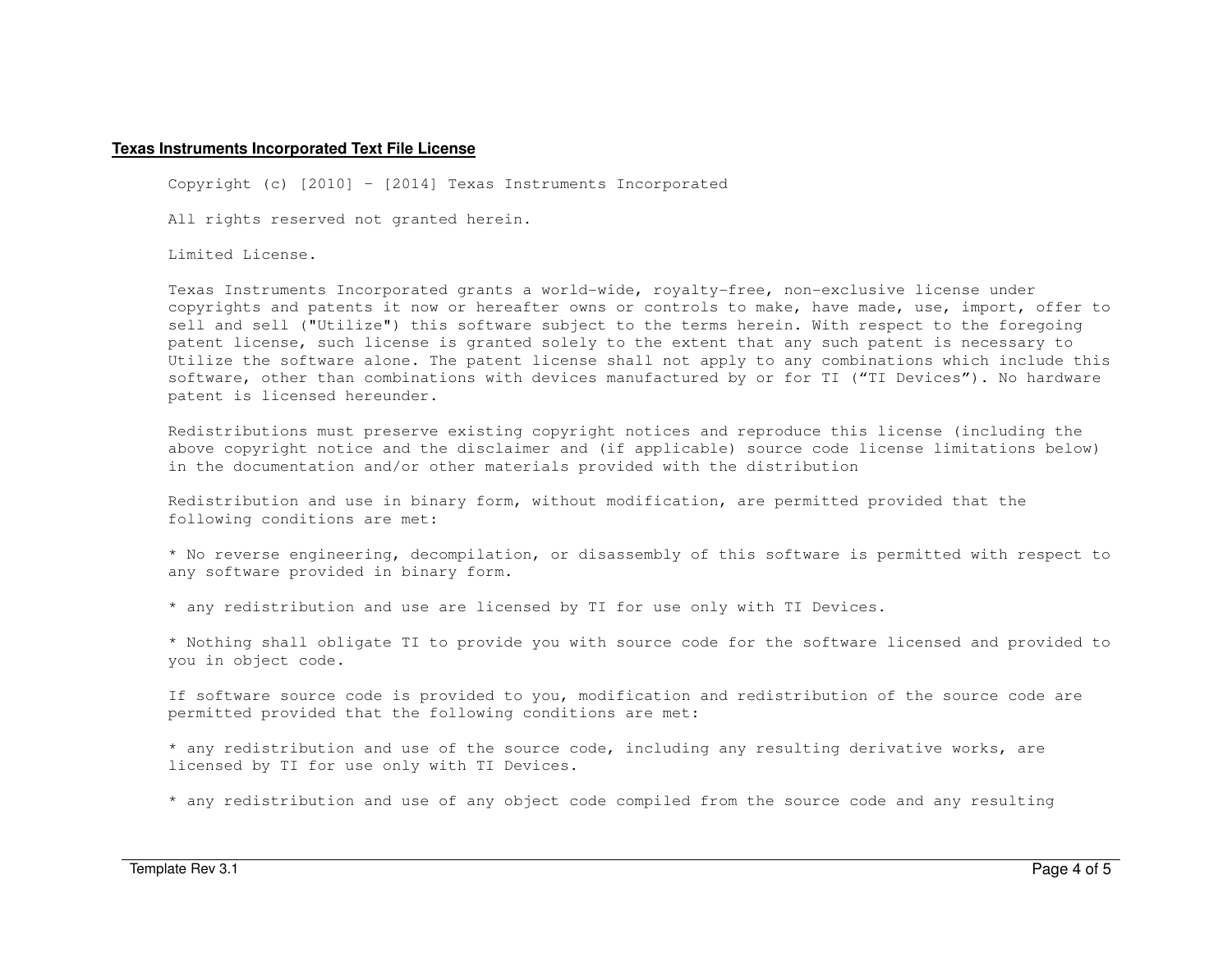**Texas Instruments Incorporated Text File License**

Copyright (c) [2010] – [2014] Texas Instruments Incorporated

All rights reserved not granted herein.

Limited License.

Texas Instruments Incorporated grants a world-wide, royalty-free, non-exclusive license under copyrights and patents it now or hereafter owns or controls to make, have made, use, import, offer to sell and sell ("Utilize") this software subject to the terms herein. With respect to the foregoing patent license, such license is granted solely to the extent that any such patent is necessary to Utilize the software alone. The patent license shall not apply to any combinations which include this software, other than combinations with devices manufactured by or for TI ("TI Devices"). No hardware patent is licensed hereunder.

Redistributions must preserve existing copyright notices and reproduce this license (including the above copyright notice and the disclaimer and (if applicable) source code license limitations below) in the documentation and/or other materials provided with the distribution

Redistribution and use in binary form, without modification, are permitted provided that the following conditions are met:

* No reverse engineering, decompilation, or disassembly of this software is permitted with respect to any software provided in binary form.

* any redistribution and use are licensed by TI for use only with TI Devices.

* Nothing shall obligate TI to provide you with source code for the software licensed and provided to you in object code.

If software source code is provided to you, modification and redistribution of the source code are permitted provided that the following conditions are met:

* any redistribution and use of the source code, including any resulting derivative works, are licensed by TI for use only with TI Devices.

* any redistribution and use of any object code compiled from the source code and any resulting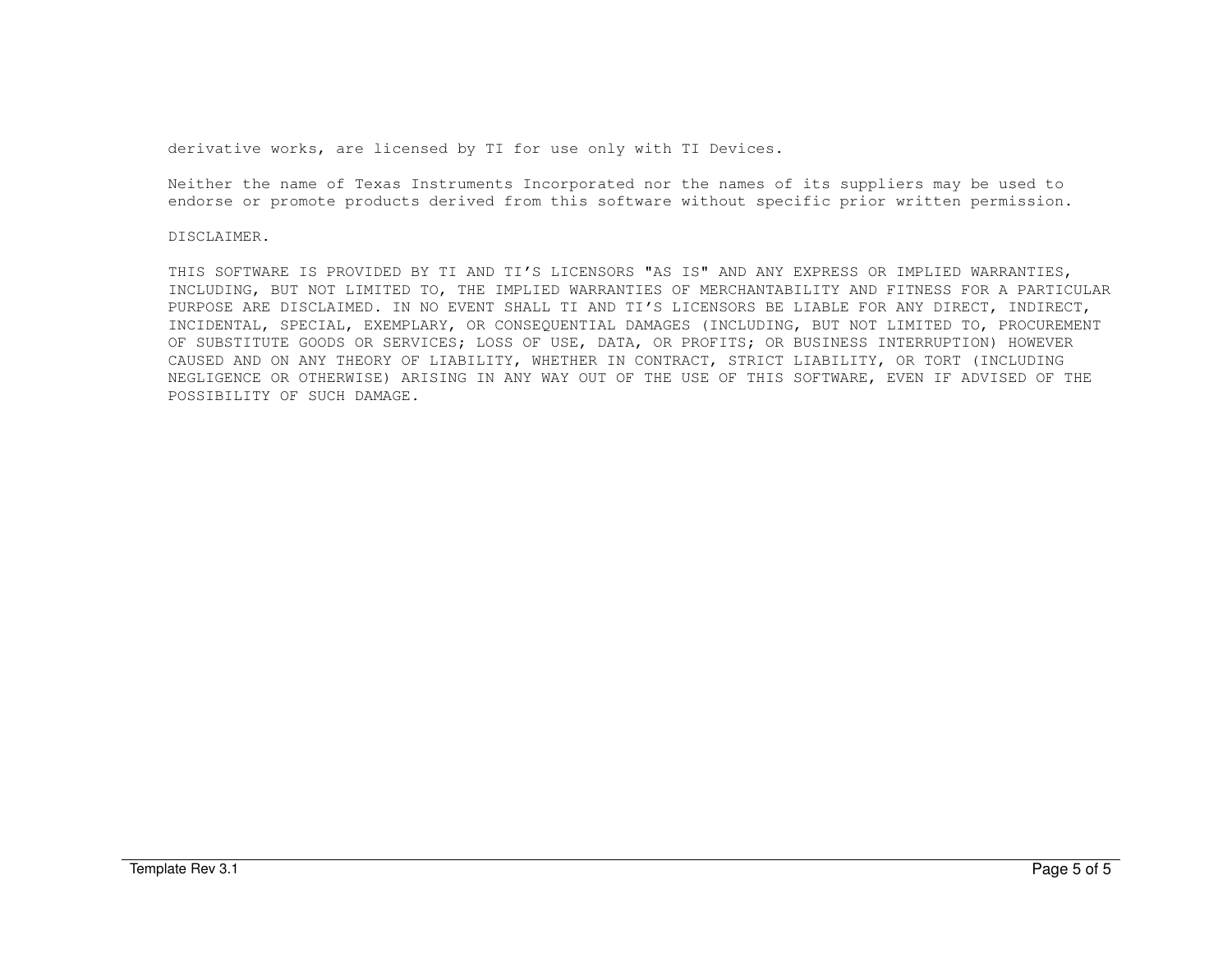derivative works, are licensed by TI for use only with TI Devices.

Neither the name of Texas Instruments Incorporated nor the names of its suppliers may be used to endorse or promote products derived from this software without specific prior written permission.

DISCLAIMER.

THIS SOFTWARE IS PROVIDED BY TI AND TI'S LICENSORS "AS IS" AND ANY EXPRESS OR IMPLIED WARRANTIES, INCLUDING, BUT NOT LIMITED TO, THE IMPLIED WARRANTIES OF MERCHANTABILITY AND FITNESS FOR A PARTICULAR PURPOSE ARE DISCLAIMED. IN NO EVENT SHALL TI AND TI'S LICENSORS BE LIABLE FOR ANY DIRECT, INDIRECT, INCIDENTAL, SPECIAL, EXEMPLARY, OR CONSEQUENTIAL DAMAGES (INCLUDING, BUT NOT LIMITED TO, PROCUREMENT OF SUBSTITUTE GOODS OR SERVICES; LOSS OF USE, DATA, OR PROFITS; OR BUSINESS INTERRUPTION) HOWEVER CAUSED AND ON ANY THEORY OF LIABILITY, WHETHER IN CONTRACT, STRICT LIABILITY, OR TORT (INCLUDING NEGLIGENCE OR OTHERWISE) ARISING IN ANY WAY OUT OF THE USE OF THIS SOFTWARE, EVEN IF ADVISED OF THE POSSIBILITY OF SUCH DAMAGE.